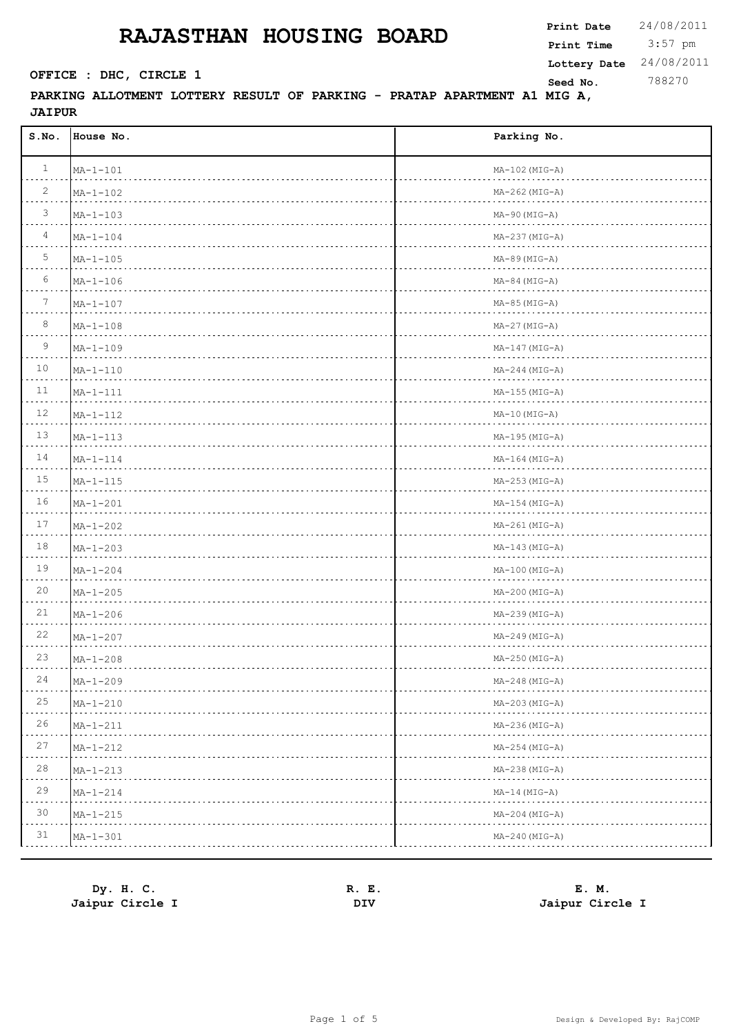# RAJASTHAN HOUSING BOARD

**Print Date** 24/08/2011
**Print Time** 3:57 pm
**Lottery Date** 24/08/2011
**Seed No.** 788270

**OFFICE : DHC, CIRCLE 1**

**PARKING ALLOTMENT LOTTERY RESULT OF PARKING - PRATAP APARTMENT A1 MIG A, JAIPUR**

| S.No. | House No. | Parking No. |
|---|---|---|
| 1 | MA-1-101 | MA-102(MIG-A) |
| 2 | MA-1-102 | MA-262(MIG-A) |
| 3 | MA-1-103 | MA-90(MIG-A) |
| 4 | MA-1-104 | MA-237(MIG-A) |
| 5 | MA-1-105 | MA-89(MIG-A) |
| 6 | MA-1-106 | MA-84(MIG-A) |
| 7 | MA-1-107 | MA-85(MIG-A) |
| 8 | MA-1-108 | MA-27(MIG-A) |
| 9 | MA-1-109 | MA-147(MIG-A) |
| 10 | MA-1-110 | MA-244(MIG-A) |
| 11 | MA-1-111 | MA-155(MIG-A) |
| 12 | MA-1-112 | MA-10(MIG-A) |
| 13 | MA-1-113 | MA-195(MIG-A) |
| 14 | MA-1-114 | MA-164(MIG-A) |
| 15 | MA-1-115 | MA-253(MIG-A) |
| 16 | MA-1-201 | MA-154(MIG-A) |
| 17 | MA-1-202 | MA-261(MIG-A) |
| 18 | MA-1-203 | MA-143(MIG-A) |
| 19 | MA-1-204 | MA-100(MIG-A) |
| 20 | MA-1-205 | MA-200(MIG-A) |
| 21 | MA-1-206 | MA-239(MIG-A) |
| 22 | MA-1-207 | MA-249(MIG-A) |
| 23 | MA-1-208 | MA-250(MIG-A) |
| 24 | MA-1-209 | MA-248(MIG-A) |
| 25 | MA-1-210 | MA-203(MIG-A) |
| 26 | MA-1-211 | MA-236(MIG-A) |
| 27 | MA-1-212 | MA-254(MIG-A) |
| 28 | MA-1-213 | MA-238(MIG-A) |
| 29 | MA-1-214 | MA-14(MIG-A) |
| 30 | MA-1-215 | MA-204(MIG-A) |
| 31 | MA-1-301 | MA-240(MIG-A) |

**Dy. H. C.**
**Jaipur Circle I**

**R. E.**
**DIV**

**E. M.**
**Jaipur Circle I**

Design & Developed By: RajCOMP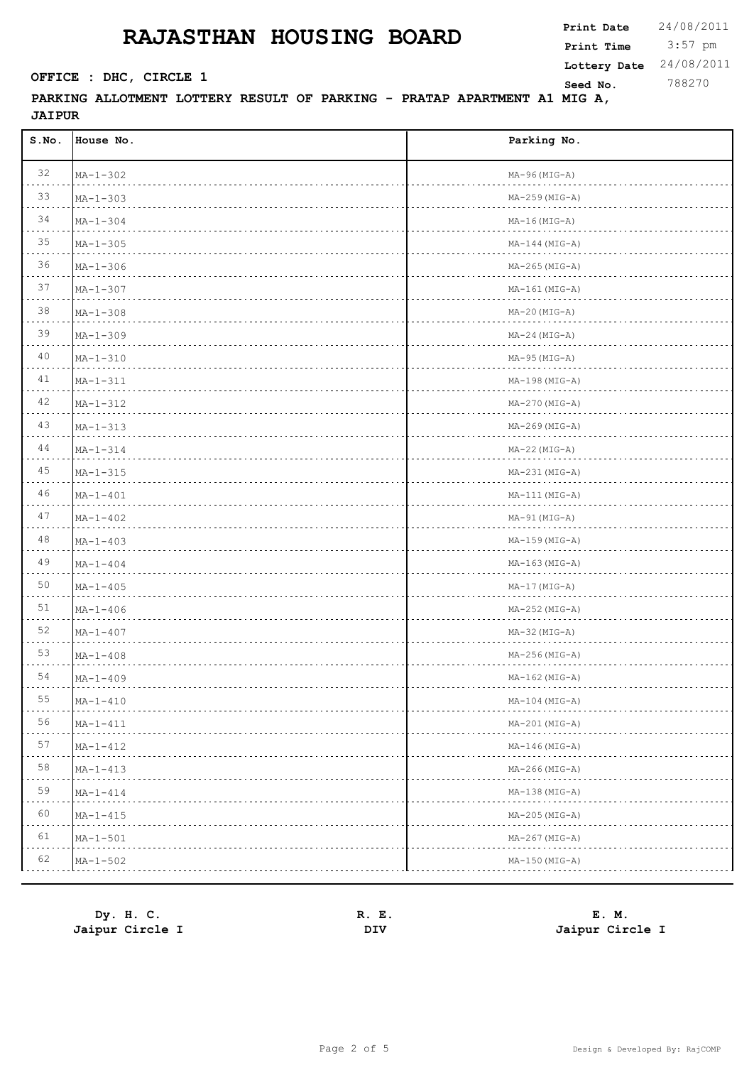# RAJASTHAN HOUSING BOARD

**OFFICE : DHC, CIRCLE 1**

| | |
|---|---|
| **Print Date** | 24/08/2011 |
| **Print Time** | 3:57 pm |
| **Lottery Date** | 24/08/2011 |
| **Seed No.** | 788270 |

**PARKING ALLOTMENT LOTTERY RESULT OF PARKING - PRATAP APARTMENT A1 MIG A, JAIPUR**

| S.No. | House No. | Parking No. |
|---|---|---|
| 32 | MA-1-302 | MA-96(MIG-A) |
| 33 | MA-1-303 | MA-259(MIG-A) |
| 34 | MA-1-304 | MA-16(MIG-A) |
| 35 | MA-1-305 | MA-144(MIG-A) |
| 36 | MA-1-306 | MA-265(MIG-A) |
| 37 | MA-1-307 | MA-161(MIG-A) |
| 38 | MA-1-308 | MA-20(MIG-A) |
| 39 | MA-1-309 | MA-24(MIG-A) |
| 40 | MA-1-310 | MA-95(MIG-A) |
| 41 | MA-1-311 | MA-198(MIG-A) |
| 42 | MA-1-312 | MA-270(MIG-A) |
| 43 | MA-1-313 | MA-269(MIG-A) |
| 44 | MA-1-314 | MA-22(MIG-A) |
| 45 | MA-1-315 | MA-231(MIG-A) |
| 46 | MA-1-401 | MA-111(MIG-A) |
| 47 | MA-1-402 | MA-91(MIG-A) |
| 48 | MA-1-403 | MA-159(MIG-A) |
| 49 | MA-1-404 | MA-163(MIG-A) |
| 50 | MA-1-405 | MA-17(MIG-A) |
| 51 | MA-1-406 | MA-252(MIG-A) |
| 52 | MA-1-407 | MA-32(MIG-A) |
| 53 | MA-1-408 | MA-256(MIG-A) |
| 54 | MA-1-409 | MA-162(MIG-A) |
| 55 | MA-1-410 | MA-104(MIG-A) |
| 56 | MA-1-411 | MA-201(MIG-A) |
| 57 | MA-1-412 | MA-146(MIG-A) |
| 58 | MA-1-413 | MA-266(MIG-A) |
| 59 | MA-1-414 | MA-138(MIG-A) |
| 60 | MA-1-415 | MA-205(MIG-A) |
| 61 | MA-1-501 | MA-267(MIG-A) |
| 62 | MA-1-502 | MA-150(MIG-A) |

**Dy. H. C.**
**Jaipur Circle I**

**R. E.**
**DIV**

**E. M.**
**Jaipur Circle I**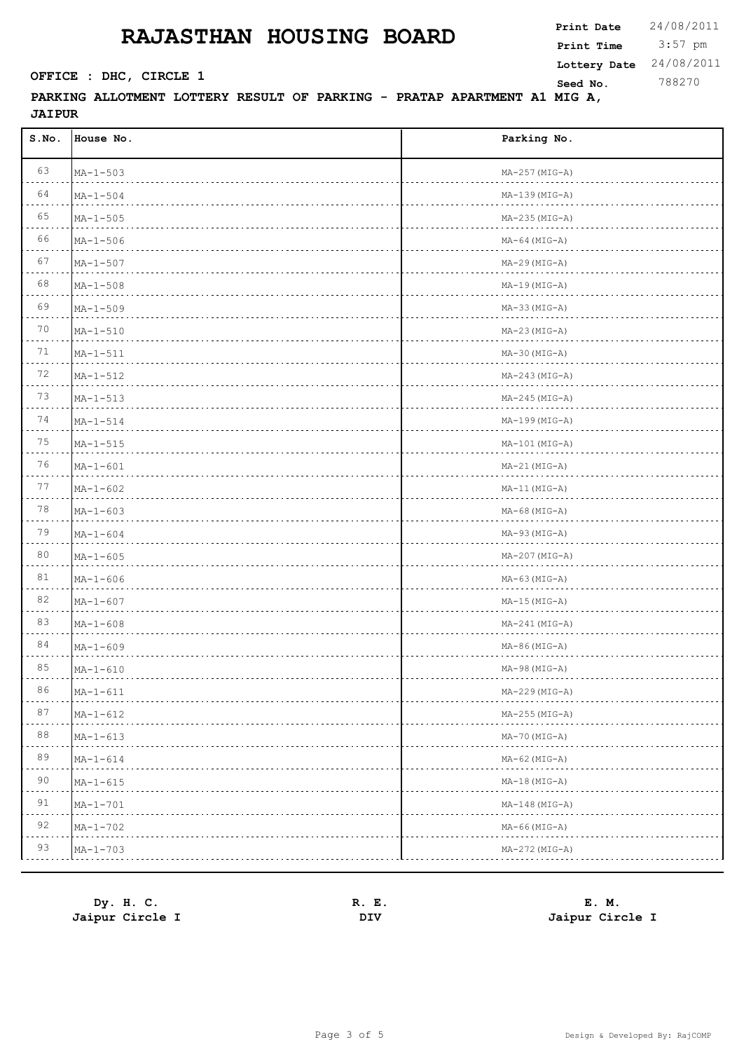# RAJASTHAN HOUSING BOARD

**Print Date** 24/08/2011
**Print Time** 3:57 pm
**Lottery Date** 24/08/2011
**Seed No.** 788270

**OFFICE : DHC, CIRCLE 1**

**PARKING ALLOTMENT LOTTERY RESULT OF PARKING - PRATAP APARTMENT A1 MIG A, JAIPUR**

| S.No. | House No. | Parking No. |
|---|---|---|
| 63 | MA-1-503 | MA-257(MIG-A) |
| 64 | MA-1-504 | MA-139(MIG-A) |
| 65 | MA-1-505 | MA-235(MIG-A) |
| 66 | MA-1-506 | MA-64(MIG-A) |
| 67 | MA-1-507 | MA-29(MIG-A) |
| 68 | MA-1-508 | MA-19(MIG-A) |
| 69 | MA-1-509 | MA-33(MIG-A) |
| 70 | MA-1-510 | MA-23(MIG-A) |
| 71 | MA-1-511 | MA-30(MIG-A) |
| 72 | MA-1-512 | MA-243(MIG-A) |
| 73 | MA-1-513 | MA-245(MIG-A) |
| 74 | MA-1-514 | MA-199(MIG-A) |
| 75 | MA-1-515 | MA-101(MIG-A) |
| 76 | MA-1-601 | MA-21(MIG-A) |
| 77 | MA-1-602 | MA-11(MIG-A) |
| 78 | MA-1-603 | MA-68(MIG-A) |
| 79 | MA-1-604 | MA-93(MIG-A) |
| 80 | MA-1-605 | MA-207(MIG-A) |
| 81 | MA-1-606 | MA-63(MIG-A) |
| 82 | MA-1-607 | MA-15(MIG-A) |
| 83 | MA-1-608 | MA-241(MIG-A) |
| 84 | MA-1-609 | MA-86(MIG-A) |
| 85 | MA-1-610 | MA-98(MIG-A) |
| 86 | MA-1-611 | MA-229(MIG-A) |
| 87 | MA-1-612 | MA-255(MIG-A) |
| 88 | MA-1-613 | MA-70(MIG-A) |
| 89 | MA-1-614 | MA-62(MIG-A) |
| 90 | MA-1-615 | MA-18(MIG-A) |
| 91 | MA-1-701 | MA-148(MIG-A) |
| 92 | MA-1-702 | MA-66(MIG-A) |
| 93 | MA-1-703 | MA-272(MIG-A) |

**Dy. H. C.**
**Jaipur Circle I**

**R. E.**
**DIV**

**E. M.**
**Jaipur Circle I**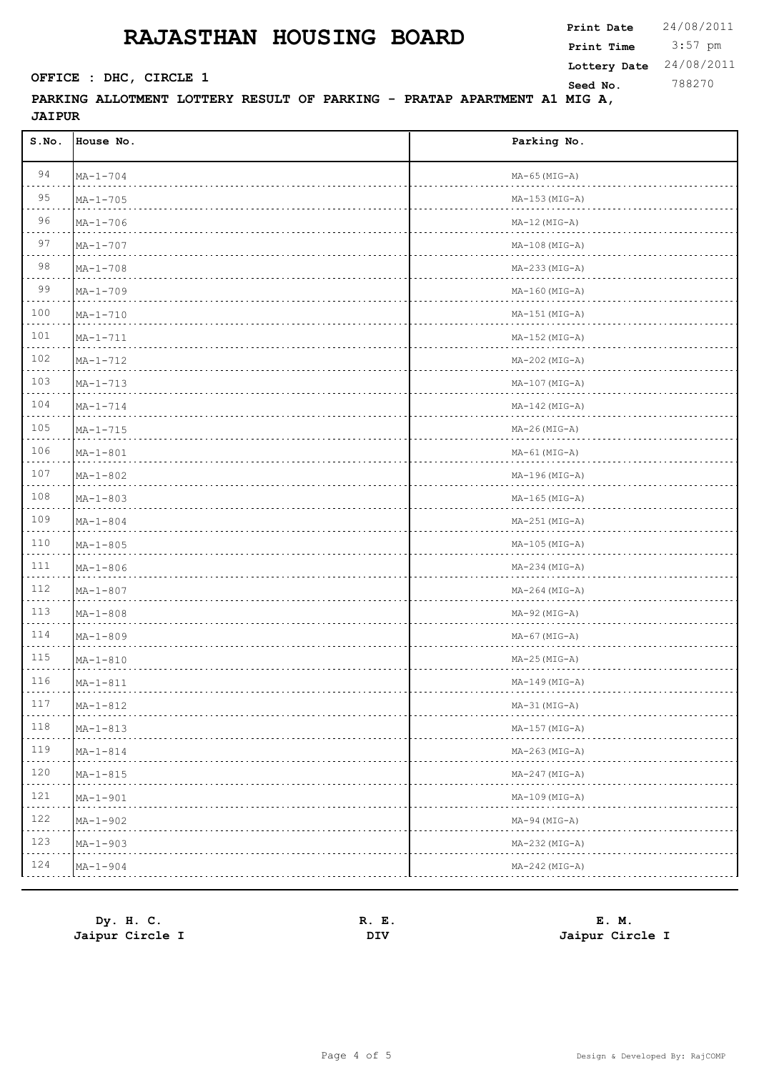# RAJASTHAN HOUSING BOARD

**Print Date** 24/08/2011
**Print Time** 3:57 pm
**Lottery Date** 24/08/2011
**Seed No.** 788270

**OFFICE : DHC, CIRCLE 1**

**PARKING ALLOTMENT LOTTERY RESULT OF PARKING - PRATAP APARTMENT A1 MIG A, JAIPUR**

| S.No. | House No. | Parking No. |
|---|---|---|
| 94 | MA-1-704 | MA-65(MIG-A) |
| 95 | MA-1-705 | MA-153(MIG-A) |
| 96 | MA-1-706 | MA-12(MIG-A) |
| 97 | MA-1-707 | MA-108(MIG-A) |
| 98 | MA-1-708 | MA-233(MIG-A) |
| 99 | MA-1-709 | MA-160(MIG-A) |
| 100 | MA-1-710 | MA-151(MIG-A) |
| 101 | MA-1-711 | MA-152(MIG-A) |
| 102 | MA-1-712 | MA-202(MIG-A) |
| 103 | MA-1-713 | MA-107(MIG-A) |
| 104 | MA-1-714 | MA-142(MIG-A) |
| 105 | MA-1-715 | MA-26(MIG-A) |
| 106 | MA-1-801 | MA-61(MIG-A) |
| 107 | MA-1-802 | MA-196(MIG-A) |
| 108 | MA-1-803 | MA-165(MIG-A) |
| 109 | MA-1-804 | MA-251(MIG-A) |
| 110 | MA-1-805 | MA-105(MIG-A) |
| 111 | MA-1-806 | MA-234(MIG-A) |
| 112 | MA-1-807 | MA-264(MIG-A) |
| 113 | MA-1-808 | MA-92(MIG-A) |
| 114 | MA-1-809 | MA-67(MIG-A) |
| 115 | MA-1-810 | MA-25(MIG-A) |
| 116 | MA-1-811 | MA-149(MIG-A) |
| 117 | MA-1-812 | MA-31(MIG-A) |
| 118 | MA-1-813 | MA-157(MIG-A) |
| 119 | MA-1-814 | MA-263(MIG-A) |
| 120 | MA-1-815 | MA-247(MIG-A) |
| 121 | MA-1-901 | MA-109(MIG-A) |
| 122 | MA-1-902 | MA-94(MIG-A) |
| 123 | MA-1-903 | MA-232(MIG-A) |
| 124 | MA-1-904 | MA-242(MIG-A) |

**Dy. H. C.**
**Jaipur Circle I**

**R. E.**
**DIV**

**E. M.**
**Jaipur Circle I**

Design & Developed By: RajCOMP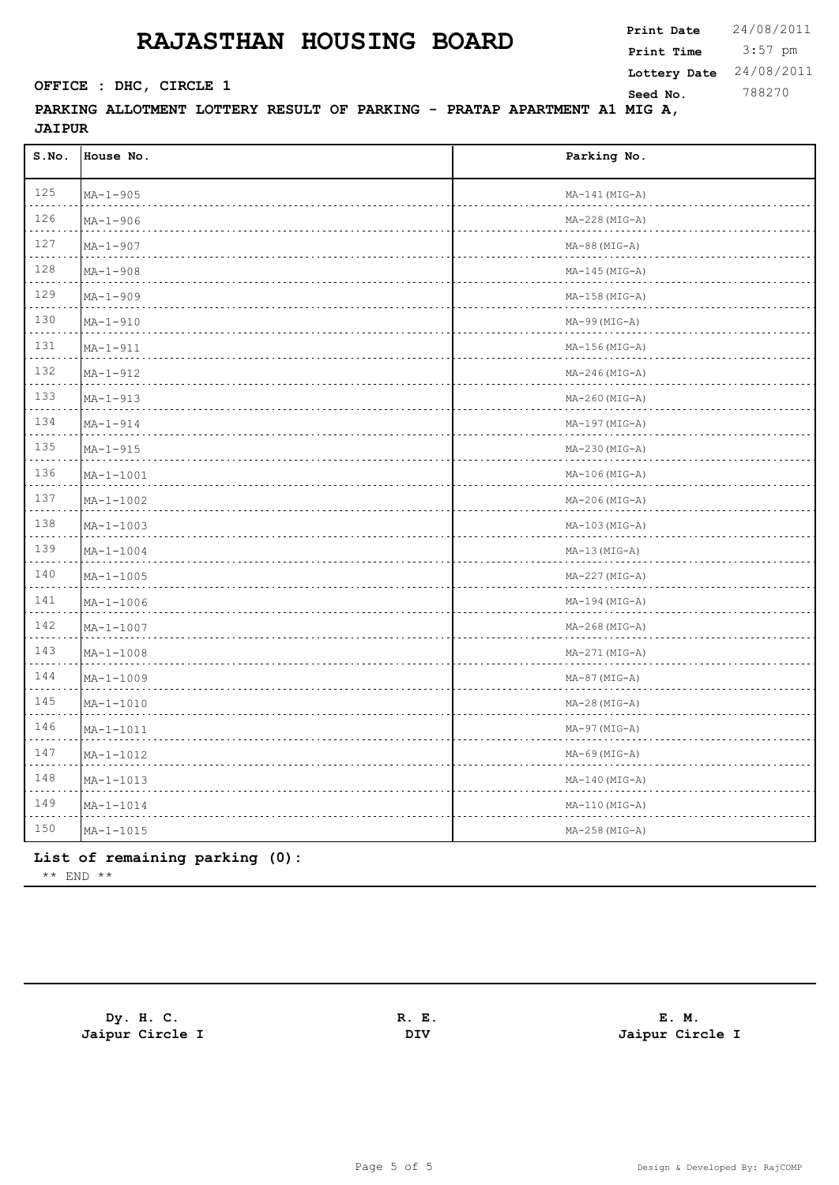# RAJASTHAN HOUSING BOARD

**Print Date** 24/08/2011
**Print Time** 3:57 pm
**Lottery Date** 24/08/2011
**Seed No.** 788270

**OFFICE : DHC, CIRCLE 1**

**PARKING ALLOTMENT LOTTERY RESULT OF PARKING - PRATAP APARTMENT A1 MIG A, JAIPUR**

| S.No. | House No. | Parking No. |
|---|---|---|
| 125 | MA-1-905 | MA-141(MIG-A) |
| 126 | MA-1-906 | MA-228(MIG-A) |
| 127 | MA-1-907 | MA-88(MIG-A) |
| 128 | MA-1-908 | MA-145(MIG-A) |
| 129 | MA-1-909 | MA-158(MIG-A) |
| 130 | MA-1-910 | MA-99(MIG-A) |
| 131 | MA-1-911 | MA-156(MIG-A) |
| 132 | MA-1-912 | MA-246(MIG-A) |
| 133 | MA-1-913 | MA-260(MIG-A) |
| 134 | MA-1-914 | MA-197(MIG-A) |
| 135 | MA-1-915 | MA-230(MIG-A) |
| 136 | MA-1-1001 | MA-106(MIG-A) |
| 137 | MA-1-1002 | MA-206(MIG-A) |
| 138 | MA-1-1003 | MA-103(MIG-A) |
| 139 | MA-1-1004 | MA-13(MIG-A) |
| 140 | MA-1-1005 | MA-227(MIG-A) |
| 141 | MA-1-1006 | MA-194(MIG-A) |
| 142 | MA-1-1007 | MA-268(MIG-A) |
| 143 | MA-1-1008 | MA-271(MIG-A) |
| 144 | MA-1-1009 | MA-87(MIG-A) |
| 145 | MA-1-1010 | MA-28(MIG-A) |
| 146 | MA-1-1011 | MA-97(MIG-A) |
| 147 | MA-1-1012 | MA-69(MIG-A) |
| 148 | MA-1-1013 | MA-140(MIG-A) |
| 149 | MA-1-1014 | MA-110(MIG-A) |
| 150 | MA-1-1015 | MA-258(MIG-A) |

**List of remaining parking (0):**

** END **

**Dy. H. C.**
**Jaipur Circle I**

**R. E.**
**DIV**

**E. M.**
**Jaipur Circle I**

Design & Developed By: RajCOMP